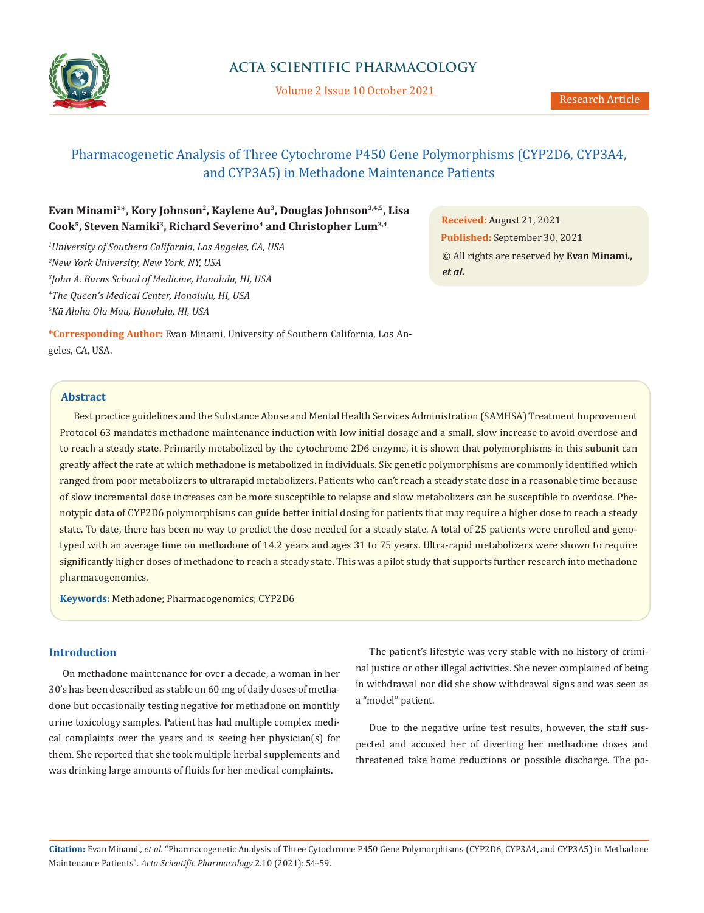# Pharmacogenetic Analysis of Three Cytochrome P450 Gene Polymorphisms (CYP2D6, CYP3A4, and CYP3A5) in Methadone Maintenance Patients

**Evan Minami[1]*, Kory Johnson[2], Kaylene Au[3], Douglas Johnson[3,4,5], Lisa Cook[5], Steven Namiki[3], Richard Severino[4] and Christopher Lum[3,4]**

[1]*University of Southern California, Los Angeles, CA, USA*
[2]*New York University, New York, NY, USA*
[3]*John A. Burns School of Medicine, Honolulu, HI, USA*
[4]*The Queen's Medical Center, Honolulu, HI, USA*
[5]*Kū Aloha Ola Mau, Honolulu, HI, USA*

**\*Corresponding Author:** Evan Minami, University of Southern California, Los Angeles, CA, USA.

**Received:** August 21, 2021
**Published:** September 30, 2021
© All rights are reserved by **Evan Minami., *et al.***

## Abstract

Best practice guidelines and the Substance Abuse and Mental Health Services Administration (SAMHSA) Treatment Improvement Protocol 63 mandates methadone maintenance induction with low initial dosage and a small, slow increase to avoid overdose and to reach a steady state. Primarily metabolized by the cytochrome 2D6 enzyme, it is shown that polymorphisms in this subunit can greatly affect the rate at which methadone is metabolized in individuals. Six genetic polymorphisms are commonly identified which ranged from poor metabolizers to ultrarapid metabolizers. Patients who can't reach a steady state dose in a reasonable time because of slow incremental dose increases can be more susceptible to relapse and slow metabolizers can be susceptible to overdose. Phenotypic data of CYP2D6 polymorphisms can guide better initial dosing for patients that may require a higher dose to reach a steady state. To date, there has been no way to predict the dose needed for a steady state. A total of 25 patients were enrolled and genotyped with an average time on methadone of 14.2 years and ages 31 to 75 years. Ultra-rapid metabolizers were shown to require significantly higher doses of methadone to reach a steady state. This was a pilot study that supports further research into methadone pharmacogenomics.

**Keywords:** Methadone; Pharmacogenomics; CYP2D6

## Introduction

On methadone maintenance for over a decade, a woman in her 30's has been described as stable on 60 mg of daily doses of methadone but occasionally testing negative for methadone on monthly urine toxicology samples. Patient has had multiple complex medical complaints over the years and is seeing her physician(s) for them. She reported that she took multiple herbal supplements and was drinking large amounts of fluids for her medical complaints.

The patient's lifestyle was very stable with no history of criminal justice or other illegal activities. She never complained of being in withdrawal nor did she show withdrawal signs and was seen as a "model" patient.

Due to the negative urine test results, however, the staff suspected and accused her of diverting her methadone doses and threatened take home reductions or possible discharge. The pa-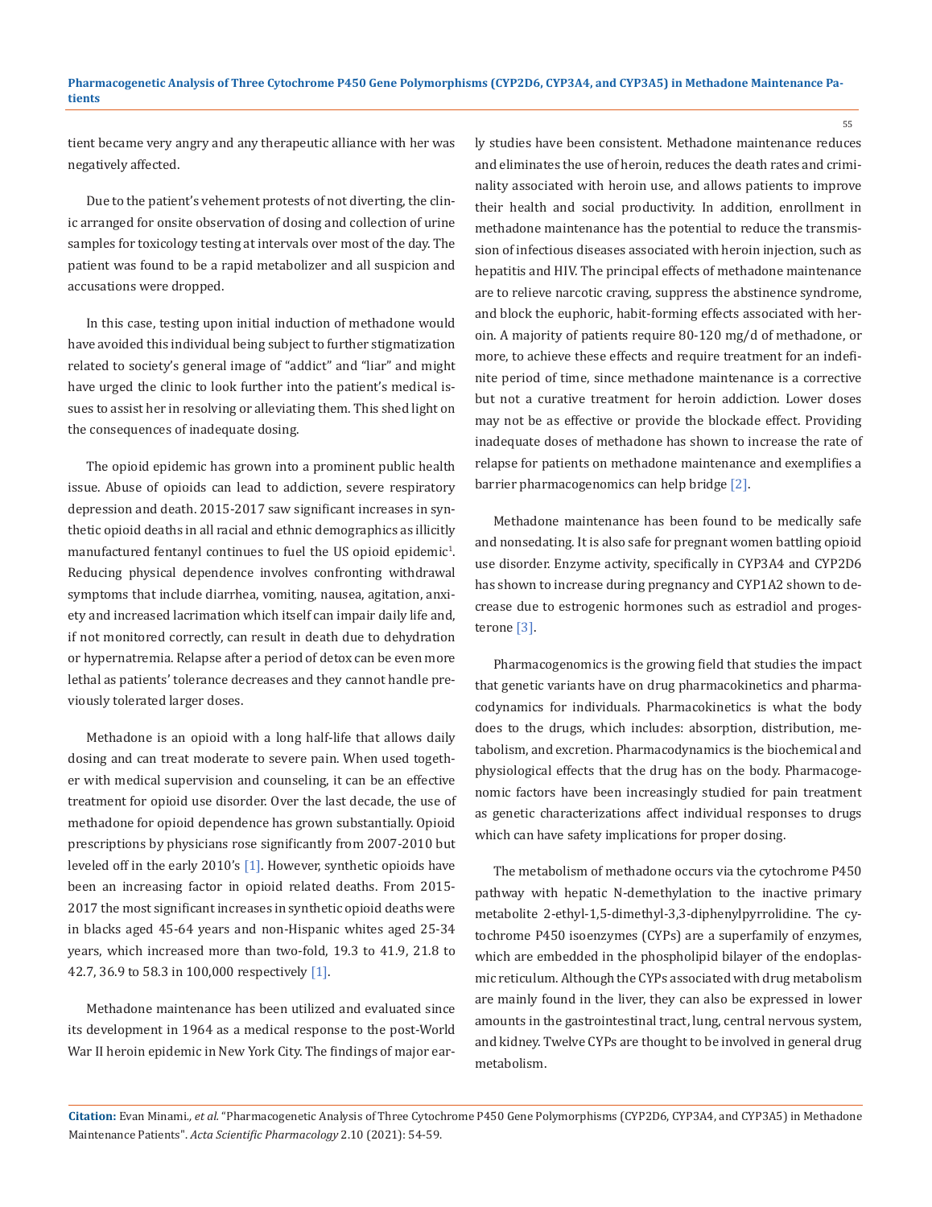tient became very angry and any therapeutic alliance with her was negatively affected.

Due to the patient's vehement protests of not diverting, the clinic arranged for onsite observation of dosing and collection of urine samples for toxicology testing at intervals over most of the day. The patient was found to be a rapid metabolizer and all suspicion and accusations were dropped.

In this case, testing upon initial induction of methadone would have avoided this individual being subject to further stigmatization related to society's general image of "addict" and "liar" and might have urged the clinic to look further into the patient's medical issues to assist her in resolving or alleviating them. This shed light on the consequences of inadequate dosing.

The opioid epidemic has grown into a prominent public health issue. Abuse of opioids can lead to addiction, severe respiratory depression and death. 2015-2017 saw significant increases in synthetic opioid deaths in all racial and ethnic demographics as illicitly manufactured fentanyl continues to fuel the US opioid epidemic[1]. Reducing physical dependence involves confronting withdrawal symptoms that include diarrhea, vomiting, nausea, agitation, anxiety and increased lacrimation which itself can impair daily life and, if not monitored correctly, can result in death due to dehydration or hypernatremia. Relapse after a period of detox can be even more lethal as patients' tolerance decreases and they cannot handle previously tolerated larger doses.

Methadone is an opioid with a long half-life that allows daily dosing and can treat moderate to severe pain. When used together with medical supervision and counseling, it can be an effective treatment for opioid use disorder. Over the last decade, the use of methadone for opioid dependence has grown substantially. Opioid prescriptions by physicians rose significantly from 2007-2010 but leveled off in the early 2010's [1]. However, synthetic opioids have been an increasing factor in opioid related deaths. From 2015-2017 the most significant increases in synthetic opioid deaths were in blacks aged 45-64 years and non-Hispanic whites aged 25-34 years, which increased more than two-fold, 19.3 to 41.9, 21.8 to 42.7, 36.9 to 58.3 in 100,000 respectively [1].

Methadone maintenance has been utilized and evaluated since its development in 1964 as a medical response to the post-World War II heroin epidemic in New York City. The findings of major early studies have been consistent. Methadone maintenance reduces and eliminates the use of heroin, reduces the death rates and criminality associated with heroin use, and allows patients to improve their health and social productivity. In addition, enrollment in methadone maintenance has the potential to reduce the transmission of infectious diseases associated with heroin injection, such as hepatitis and HIV. The principal effects of methadone maintenance are to relieve narcotic craving, suppress the abstinence syndrome, and block the euphoric, habit-forming effects associated with heroin. A majority of patients require 80-120 mg/d of methadone, or more, to achieve these effects and require treatment for an indefinite period of time, since methadone maintenance is a corrective but not a curative treatment for heroin addiction. Lower doses may not be as effective or provide the blockade effect. Providing inadequate doses of methadone has shown to increase the rate of relapse for patients on methadone maintenance and exemplifies a barrier pharmacogenomics can help bridge [2].

Methadone maintenance has been found to be medically safe and nonsedating. It is also safe for pregnant women battling opioid use disorder. Enzyme activity, specifically in CYP3A4 and CYP2D6 has shown to increase during pregnancy and CYP1A2 shown to decrease due to estrogenic hormones such as estradiol and progesterone [3].

Pharmacogenomics is the growing field that studies the impact that genetic variants have on drug pharmacokinetics and pharmacodynamics for individuals. Pharmacokinetics is what the body does to the drugs, which includes: absorption, distribution, metabolism, and excretion. Pharmacodynamics is the biochemical and physiological effects that the drug has on the body. Pharmacogenomic factors have been increasingly studied for pain treatment as genetic characterizations affect individual responses to drugs which can have safety implications for proper dosing.

The metabolism of methadone occurs via the cytochrome P450 pathway with hepatic N-demethylation to the inactive primary metabolite 2-ethyl-1,5-dimethyl-3,3-diphenylpyrrolidine. The cytochrome P450 isoenzymes (CYPs) are a superfamily of enzymes, which are embedded in the phospholipid bilayer of the endoplasmic reticulum. Although the CYPs associated with drug metabolism are mainly found in the liver, they can also be expressed in lower amounts in the gastrointestinal tract, lung, central nervous system, and kidney. Twelve CYPs are thought to be involved in general drug metabolism.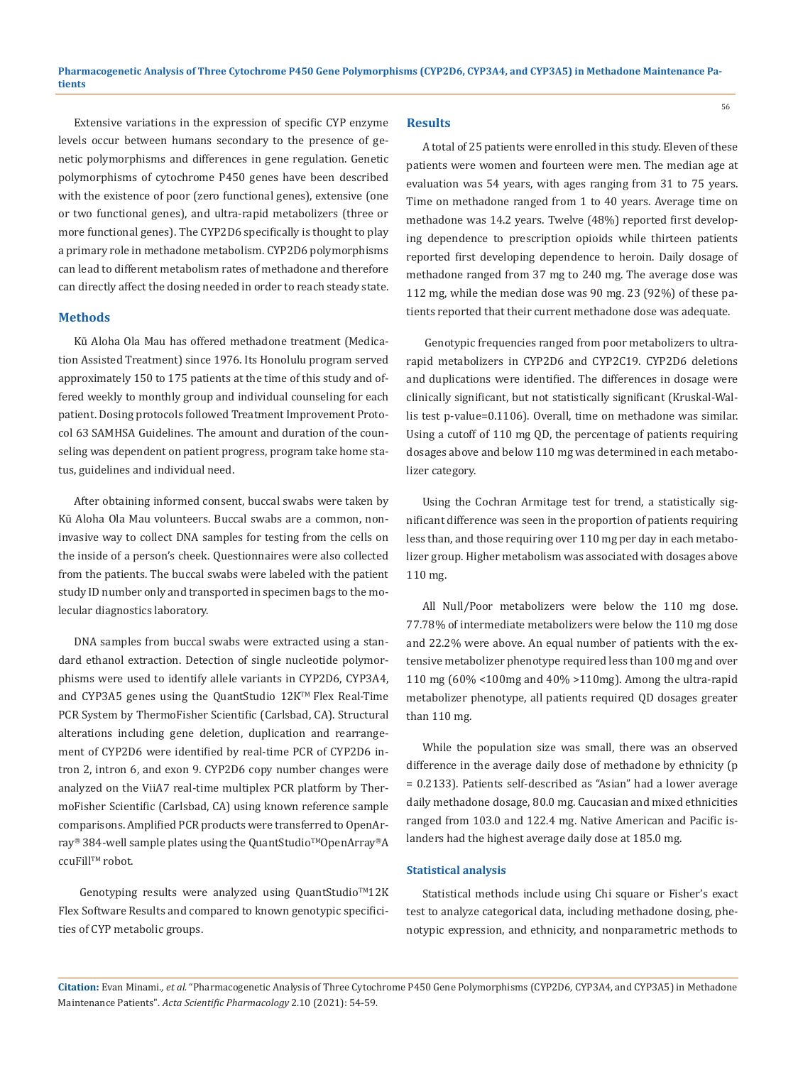Extensive variations in the expression of specific CYP enzyme levels occur between humans secondary to the presence of genetic polymorphisms and differences in gene regulation. Genetic polymorphisms of cytochrome P450 genes have been described with the existence of poor (zero functional genes), extensive (one or two functional genes), and ultra-rapid metabolizers (three or more functional genes). The CYP2D6 specifically is thought to play a primary role in methadone metabolism. CYP2D6 polymorphisms can lead to different metabolism rates of methadone and therefore can directly affect the dosing needed in order to reach steady state.

## Methods

Kū Aloha Ola Mau has offered methadone treatment (Medication Assisted Treatment) since 1976. Its Honolulu program served approximately 150 to 175 patients at the time of this study and offered weekly to monthly group and individual counseling for each patient. Dosing protocols followed Treatment Improvement Protocol 63 SAMHSA Guidelines. The amount and duration of the counseling was dependent on patient progress, program take home status, guidelines and individual need.

After obtaining informed consent, buccal swabs were taken by Kū Aloha Ola Mau volunteers. Buccal swabs are a common, non-invasive way to collect DNA samples for testing from the cells on the inside of a person's cheek. Questionnaires were also collected from the patients. The buccal swabs were labeled with the patient study ID number only and transported in specimen bags to the molecular diagnostics laboratory.

DNA samples from buccal swabs were extracted using a standard ethanol extraction. Detection of single nucleotide polymorphisms were used to identify allele variants in CYP2D6, CYP3A4, and CYP3A5 genes using the QuantStudio 12K™ Flex Real-Time PCR System by ThermoFisher Scientific (Carlsbad, CA). Structural alterations including gene deletion, duplication and rearrangement of CYP2D6 were identified by real-time PCR of CYP2D6 intron 2, intron 6, and exon 9. CYP2D6 copy number changes were analyzed on the ViiA7 real-time multiplex PCR platform by ThermoFisher Scientific (Carlsbad, CA) using known reference sample comparisons. Amplified PCR products were transferred to OpenArray® 384-well sample plates using the QuantStudio™OpenArray®AccuFill™ robot.

Genotyping results were analyzed using QuantStudio™12K Flex Software Results and compared to known genotypic specificities of CYP metabolic groups.

## Results

A total of 25 patients were enrolled in this study. Eleven of these patients were women and fourteen were men. The median age at evaluation was 54 years, with ages ranging from 31 to 75 years. Time on methadone ranged from 1 to 40 years. Average time on methadone was 14.2 years. Twelve (48%) reported first developing dependence to prescription opioids while thirteen patients reported first developing dependence to heroin. Daily dosage of methadone ranged from 37 mg to 240 mg. The average dose was 112 mg, while the median dose was 90 mg. 23 (92%) of these patients reported that their current methadone dose was adequate.

Genotypic frequencies ranged from poor metabolizers to ultra-rapid metabolizers in CYP2D6 and CYP2C19. CYP2D6 deletions and duplications were identified. The differences in dosage were clinically significant, but not statistically significant (Kruskal-Wallis test p-value=0.1106). Overall, time on methadone was similar. Using a cutoff of 110 mg QD, the percentage of patients requiring dosages above and below 110 mg was determined in each metabolizer category.

Using the Cochran Armitage test for trend, a statistically significant difference was seen in the proportion of patients requiring less than, and those requiring over 110 mg per day in each metabolizer group. Higher metabolism was associated with dosages above 110 mg.

All Null/Poor metabolizers were below the 110 mg dose. 77.78% of intermediate metabolizers were below the 110 mg dose and 22.2% were above. An equal number of patients with the extensive metabolizer phenotype required less than 100 mg and over 110 mg (60% <100mg and 40% >110mg). Among the ultra-rapid metabolizer phenotype, all patients required QD dosages greater than 110 mg.

While the population size was small, there was an observed difference in the average daily dose of methadone by ethnicity (p = 0.2133). Patients self-described as "Asian" had a lower average daily methadone dosage, 80.0 mg. Caucasian and mixed ethnicities ranged from 103.0 and 122.4 mg. Native American and Pacific islanders had the highest average daily dose at 185.0 mg.

### Statistical analysis

Statistical methods include using Chi square or Fisher's exact test to analyze categorical data, including methadone dosing, phenotypic expression, and ethnicity, and nonparametric methods to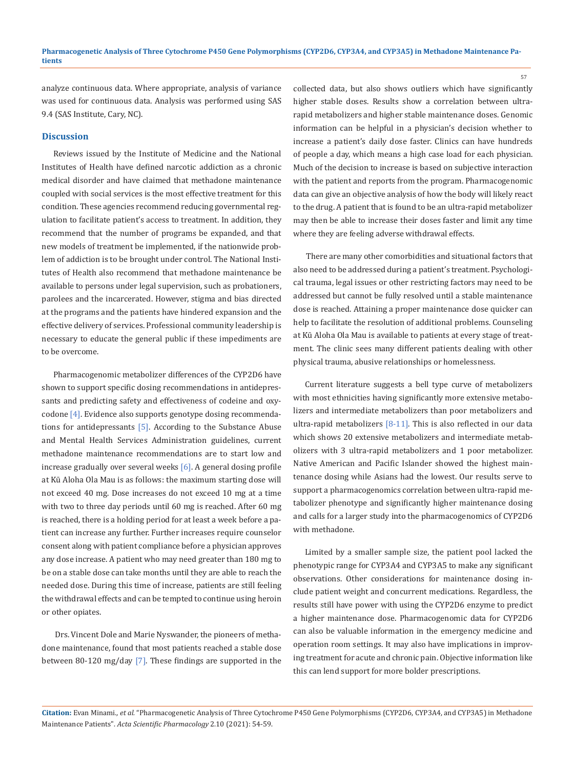analyze continuous data. Where appropriate, analysis of variance was used for continuous data. Analysis was performed using SAS 9.4 (SAS Institute, Cary, NC).

## Discussion

Reviews issued by the Institute of Medicine and the National Institutes of Health have defined narcotic addiction as a chronic medical disorder and have claimed that methadone maintenance coupled with social services is the most effective treatment for this condition. These agencies recommend reducing governmental regulation to facilitate patient's access to treatment. In addition, they recommend that the number of programs be expanded, and that new models of treatment be implemented, if the nationwide problem of addiction is to be brought under control. The National Institutes of Health also recommend that methadone maintenance be available to persons under legal supervision, such as probationers, parolees and the incarcerated. However, stigma and bias directed at the programs and the patients have hindered expansion and the effective delivery of services. Professional community leadership is necessary to educate the general public if these impediments are to be overcome.

Pharmacogenomic metabolizer differences of the CYP2D6 have shown to support specific dosing recommendations in antidepressants and predicting safety and effectiveness of codeine and oxycodone [4]. Evidence also supports genotype dosing recommendations for antidepressants [5]. According to the Substance Abuse and Mental Health Services Administration guidelines, current methadone maintenance recommendations are to start low and increase gradually over several weeks [6]. A general dosing profile at Kū Aloha Ola Mau is as follows: the maximum starting dose will not exceed 40 mg. Dose increases do not exceed 10 mg at a time with two to three day periods until 60 mg is reached. After 60 mg is reached, there is a holding period for at least a week before a patient can increase any further. Further increases require counselor consent along with patient compliance before a physician approves any dose increase. A patient who may need greater than 180 mg to be on a stable dose can take months until they are able to reach the needed dose. During this time of increase, patients are still feeling the withdrawal effects and can be tempted to continue using heroin or other opiates.

Drs. Vincent Dole and Marie Nyswander, the pioneers of methadone maintenance, found that most patients reached a stable dose between 80-120 mg/day [7]. These findings are supported in the collected data, but also shows outliers which have significantly higher stable doses. Results show a correlation between ultra-rapid metabolizers and higher stable maintenance doses. Genomic information can be helpful in a physician's decision whether to increase a patient's daily dose faster. Clinics can have hundreds of people a day, which means a high case load for each physician. Much of the decision to increase is based on subjective interaction with the patient and reports from the program. Pharmacogenomic data can give an objective analysis of how the body will likely react to the drug. A patient that is found to be an ultra-rapid metabolizer may then be able to increase their doses faster and limit any time where they are feeling adverse withdrawal effects.

There are many other comorbidities and situational factors that also need to be addressed during a patient's treatment. Psychological trauma, legal issues or other restricting factors may need to be addressed but cannot be fully resolved until a stable maintenance dose is reached. Attaining a proper maintenance dose quicker can help to facilitate the resolution of additional problems. Counseling at Kū Aloha Ola Mau is available to patients at every stage of treatment. The clinic sees many different patients dealing with other physical trauma, abusive relationships or homelessness.

Current literature suggests a bell type curve of metabolizers with most ethnicities having significantly more extensive metabolizers and intermediate metabolizers than poor metabolizers and ultra-rapid metabolizers [8-11]. This is also reflected in our data which shows 20 extensive metabolizers and intermediate metabolizers with 3 ultra-rapid metabolizers and 1 poor metabolizer. Native American and Pacific Islander showed the highest maintenance dosing while Asians had the lowest. Our results serve to support a pharmacogenomics correlation between ultra-rapid metabolizer phenotype and significantly higher maintenance dosing and calls for a larger study into the pharmacogenomics of CYP2D6 with methadone.

Limited by a smaller sample size, the patient pool lacked the phenotypic range for CYP3A4 and CYP3A5 to make any significant observations. Other considerations for maintenance dosing include patient weight and concurrent medications. Regardless, the results still have power with using the CYP2D6 enzyme to predict a higher maintenance dose. Pharmacogenomic data for CYP2D6 can also be valuable information in the emergency medicine and operation room settings. It may also have implications in improving treatment for acute and chronic pain. Objective information like this can lend support for more bolder prescriptions.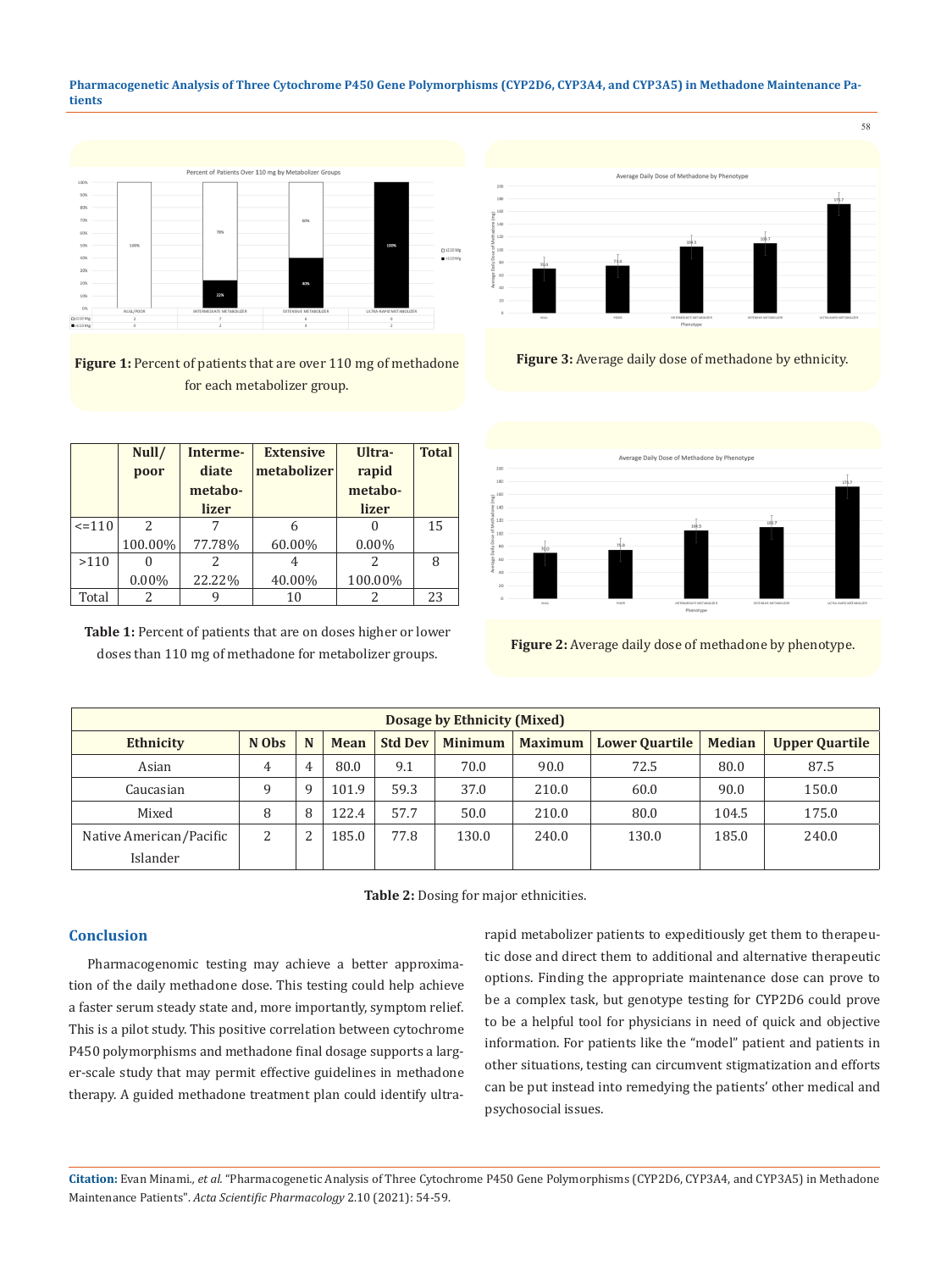**Figure 1:** Percent of patients that are over 110 mg of methadone for each metabolizer group.

**Figure 3:** Average daily dose of methadone by ethnicity.

| | Null/poor | Intermediate metabolizer | Extensive metabolizer | Ultra-rapid metabolizer | Total |
|---|---|---|---|---|---|
| <=110 | 2<br>100.00% | 7<br>77.78% | 6<br>60.00% | 0<br>0.00% | 15 |
| >110 | 0<br>0.00% | 2<br>22.22% | 4<br>40.00% | 2<br>100.00% | 8 |
| Total | 2 | 9 | 10 | 2 | 23 |

**Table 1:** Percent of patients that are on doses higher or lower doses than 110 mg of methadone for metabolizer groups.

**Figure 2:** Average daily dose of methadone by phenotype.

| Dosage by Ethnicity (Mixed) | | | | | | | | | |
|---|---|---|---|---|---|---|---|---|---|
| Ethnicity | N Obs | N | Mean | Std Dev | Minimum | Maximum | Lower Quartile | Median | Upper Quartile |
| Asian | 4 | 4 | 80.0 | 9.1 | 70.0 | 90.0 | 72.5 | 80.0 | 87.5 |
| Caucasian | 9 | 9 | 101.9 | 59.3 | 37.0 | 210.0 | 60.0 | 90.0 | 150.0 |
| Mixed | 8 | 8 | 122.4 | 57.7 | 50.0 | 210.0 | 80.0 | 104.5 | 175.0 |
| Native American/Pacific Islander | 2 | 2 | 185.0 | 77.8 | 130.0 | 240.0 | 130.0 | 185.0 | 240.0 |

**Table 2:** Dosing for major ethnicities.

## Conclusion

Pharmacogenomic testing may achieve a better approximation of the daily methadone dose. This testing could help achieve a faster serum steady state and, more importantly, symptom relief. This is a pilot study. This positive correlation between cytochrome P450 polymorphisms and methadone final dosage supports a larger-scale study that may permit effective guidelines in methadone therapy. A guided methadone treatment plan could identify ultra-rapid metabolizer patients to expeditiously get them to therapeutic dose and direct them to additional and alternative therapeutic options. Finding the appropriate maintenance dose can prove to be a complex task, but genotype testing for CYP2D6 could prove to be a helpful tool for physicians in need of quick and objective information. For patients like the "model" patient and patients in other situations, testing can circumvent stigmatization and efforts can be put instead into remedying the patients' other medical and psychosocial issues.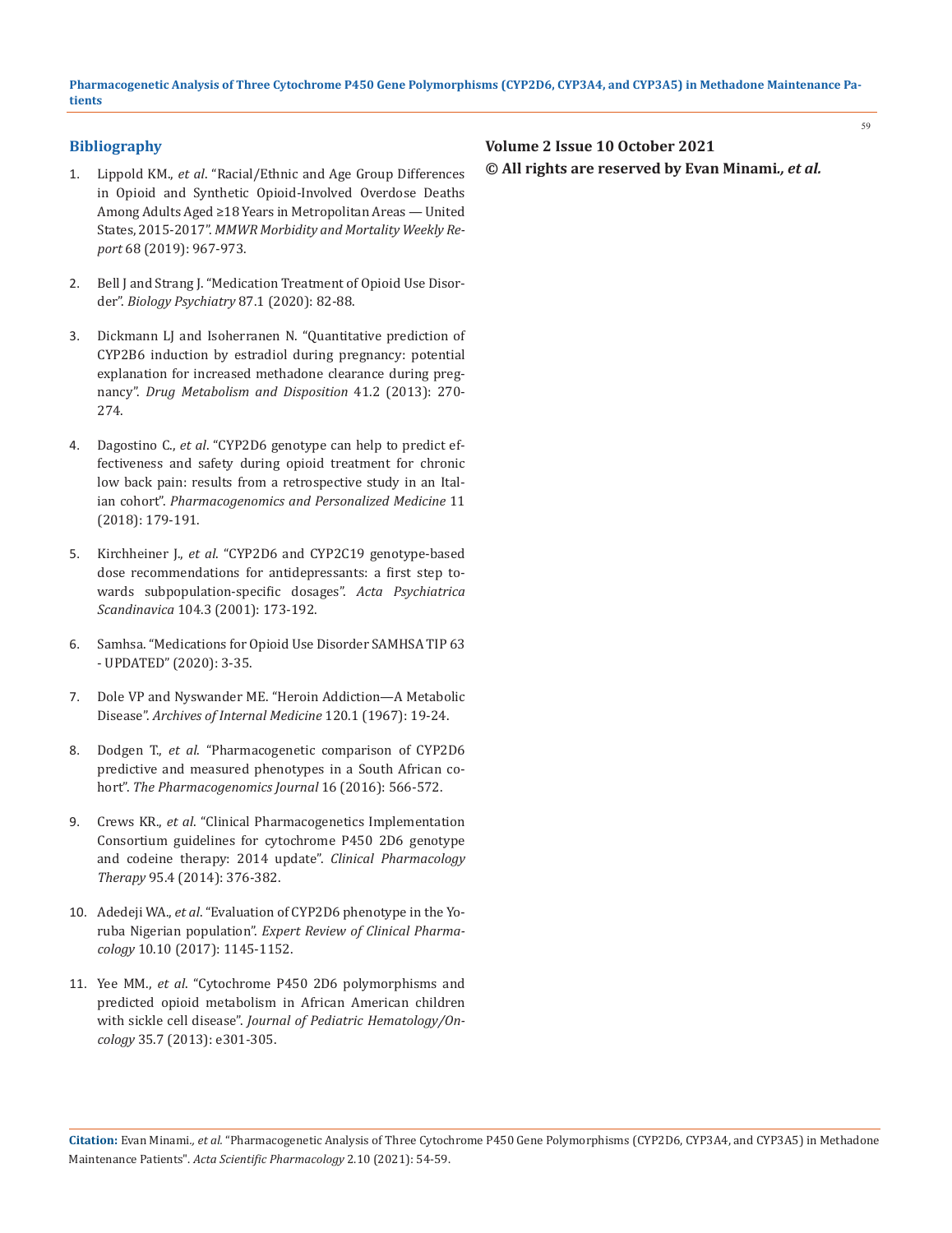## Bibliography

1. Lippold KM., *et al*. "Racial/Ethnic and Age Group Differences in Opioid and Synthetic Opioid-Involved Overdose Deaths Among Adults Aged ≥18 Years in Metropolitan Areas — United States, 2015-2017". *MMWR Morbidity and Mortality Weekly Report* 68 (2019): 967-973.

2. Bell J and Strang J. "Medication Treatment of Opioid Use Disorder". *Biology Psychiatry* 87.1 (2020): 82-88.

3. Dickmann LJ and Isoherranen N. "Quantitative prediction of CYP2B6 induction by estradiol during pregnancy: potential explanation for increased methadone clearance during pregnancy". *Drug Metabolism and Disposition* 41.2 (2013): 270-274.

4. Dagostino C., *et al*. "CYP2D6 genotype can help to predict effectiveness and safety during opioid treatment for chronic low back pain: results from a retrospective study in an Italian cohort". *Pharmacogenomics and Personalized Medicine* 11 (2018): 179-191.

5. Kirchheiner J., *et al*. "CYP2D6 and CYP2C19 genotype-based dose recommendations for antidepressants: a first step towards subpopulation-specific dosages". *Acta Psychiatrica Scandinavica* 104.3 (2001): 173-192.

6. Samhsa. "Medications for Opioid Use Disorder SAMHSA TIP 63 - UPDATED" (2020): 3-35.

7. Dole VP and Nyswander ME. "Heroin Addiction—A Metabolic Disease". *Archives of Internal Medicine* 120.1 (1967): 19-24.

8. Dodgen T., *et al*. "Pharmacogenetic comparison of CYP2D6 predictive and measured phenotypes in a South African cohort". *The Pharmacogenomics Journal* 16 (2016): 566-572.

9. Crews KR., *et al*. "Clinical Pharmacogenetics Implementation Consortium guidelines for cytochrome P450 2D6 genotype and codeine therapy: 2014 update". *Clinical Pharmacology Therapy* 95.4 (2014): 376-382.

10. Adedeji WA., *et al*. "Evaluation of CYP2D6 phenotype in the Yoruba Nigerian population". *Expert Review of Clinical Pharmacology* 10.10 (2017): 1145-1152.

11. Yee MM., *et al*. "Cytochrome P450 2D6 polymorphisms and predicted opioid metabolism in African American children with sickle cell disease". *Journal of Pediatric Hematology/Oncology* 35.7 (2013): e301-305.

**Volume 2 Issue 10 October 2021**
**© All rights are reserved by Evan Minami., *et al.***